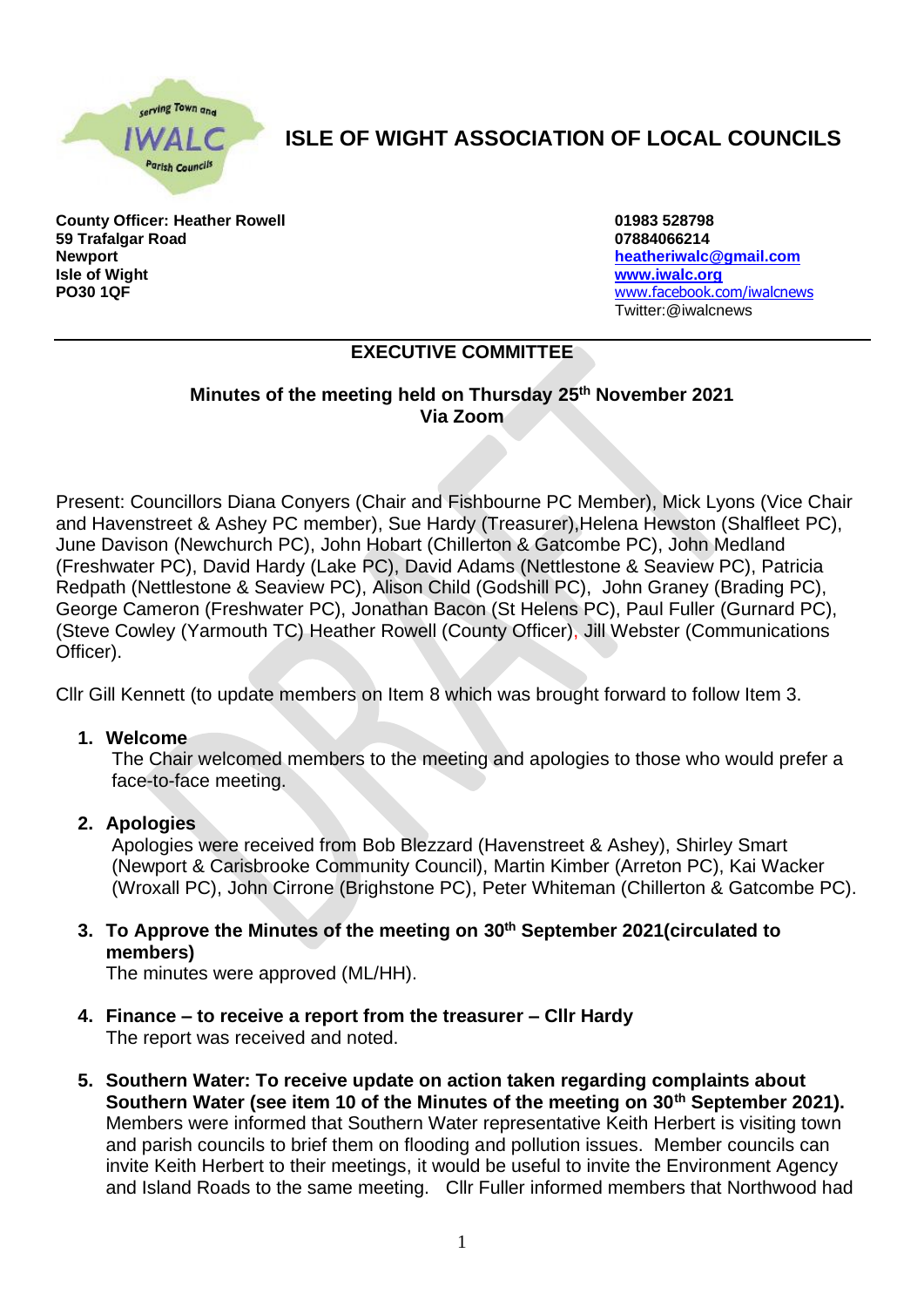# ISLE OF WIGHT ASSOCIATION OF LOCAL COUNCILS

**County Officer: Heather Rowell**
**59 Trafalgar Road**
**Newport**
**Isle of Wight**
**PO30 1QF**

**01983 528798**
**07884066214**
**heatheriwalc@gmail.com**
**www.iwalc.org**
www.facebook.com/iwalcnews
Twitter:@iwalcnews

---

## EXECUTIVE COMMITTEE

### Minutes of the meeting held on Thursday 25th November 2021
### Via Zoom

Present: Councillors Diana Conyers (Chair and Fishbourne PC Member), Mick Lyons (Vice Chair and Havenstreet & Ashey PC member), Sue Hardy (Treasurer),Helena Hewston (Shalfleet PC), June Davison (Newchurch PC), John Hobart (Chillerton & Gatcombe PC), John Medland (Freshwater PC), David Hardy (Lake PC), David Adams (Nettlestone & Seaview PC), Patricia Redpath (Nettlestone & Seaview PC), Alison Child (Godshill PC), John Graney (Brading PC), George Cameron (Freshwater PC), Jonathan Bacon (St Helens PC), Paul Fuller (Gurnard PC), (Steve Cowley (Yarmouth TC) Heather Rowell (County Officer), Jill Webster (Communications Officer).

Cllr Gill Kennett (to update members on Item 8 which was brought forward to follow Item 3.

1. **Welcome**
   The Chair welcomed members to the meeting and apologies to those who would prefer a face-to-face meeting.

2. **Apologies**
   Apologies were received from Bob Blezzard (Havenstreet & Ashey), Shirley Smart (Newport & Carisbrooke Community Council), Martin Kimber (Arreton PC), Kai Wacker (Wroxall PC), John Cirrone (Brighstone PC), Peter Whiteman (Chillerton & Gatcombe PC).

3. **To Approve the Minutes of the meeting on 30th September 2021(circulated to members)**
   The minutes were approved (ML/HH).

4. **Finance – to receive a report from the treasurer – Cllr Hardy**
   The report was received and noted.

5. **Southern Water: To receive update on action taken regarding complaints about Southern Water (see item 10 of the Minutes of the meeting on 30th September 2021).**
   Members were informed that Southern Water representative Keith Herbert is visiting town and parish councils to brief them on flooding and pollution issues. Member councils can invite Keith Herbert to their meetings, it would be useful to invite the Environment Agency and Island Roads to the same meeting. Cllr Fuller informed members that Northwood had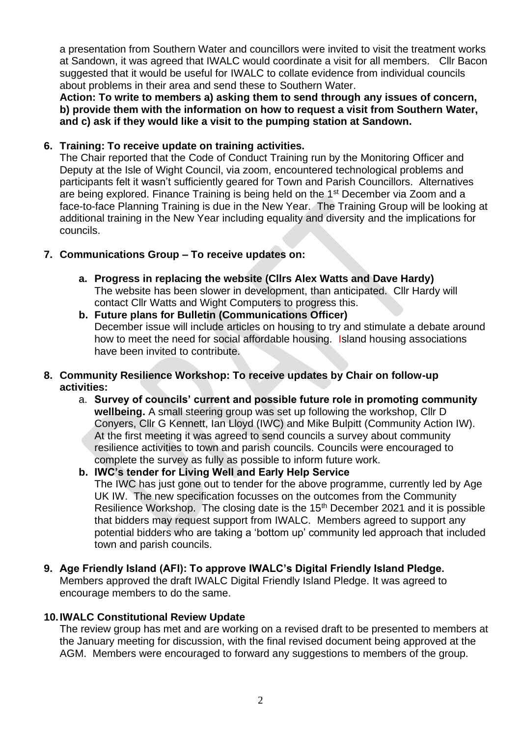a presentation from Southern Water and councillors were invited to visit the treatment works at Sandown, it was agreed that IWALC would coordinate a visit for all members. Cllr Bacon suggested that it would be useful for IWALC to collate evidence from individual councils about problems in their area and send these to Southern Water.

**Action: To write to members a) asking them to send through any issues of concern, b) provide them with the information on how to request a visit from Southern Water, and c) ask if they would like a visit to the pumping station at Sandown.**

6. **Training: To receive update on training activities.**

   The Chair reported that the Code of Conduct Training run by the Monitoring Officer and Deputy at the Isle of Wight Council, via zoom, encountered technological problems and participants felt it wasn't sufficiently geared for Town and Parish Councillors. Alternatives are being explored. Finance Training is being held on the 1st December via Zoom and a face-to-face Planning Training is due in the New Year. The Training Group will be looking at additional training in the New Year including equality and diversity and the implications for councils.

7. **Communications Group – To receive updates on:**

   a. **Progress in replacing the website (Cllrs Alex Watts and Dave Hardy)**
      The website has been slower in development, than anticipated. Cllr Hardy will contact Cllr Watts and Wight Computers to progress this.

   b. **Future plans for Bulletin (Communications Officer)**
      December issue will include articles on housing to try and stimulate a debate around how to meet the need for social affordable housing. Island housing associations have been invited to contribute.

8. **Community Resilience Workshop: To receive updates by Chair on follow-up activities:**

   a. **Survey of councils' current and possible future role in promoting community wellbeing.** A small steering group was set up following the workshop, Cllr D Conyers, Cllr G Kennett, Ian Lloyd (IWC) and Mike Bulpitt (Community Action IW). At the first meeting it was agreed to send councils a survey about community resilience activities to town and parish councils. Councils were encouraged to complete the survey as fully as possible to inform future work.

   b. **IWC's tender for Living Well and Early Help Service**
      The IWC has just gone out to tender for the above programme, currently led by Age UK IW. The new specification focusses on the outcomes from the Community Resilience Workshop. The closing date is the 15th December 2021 and it is possible that bidders may request support from IWALC. Members agreed to support any potential bidders who are taking a 'bottom up' community led approach that included town and parish councils.

9. **Age Friendly Island (AFI): To approve IWALC's Digital Friendly Island Pledge.**
   Members approved the draft IWALC Digital Friendly Island Pledge. It was agreed to encourage members to do the same.

10. **IWALC Constitutional Review Update**
    The review group has met and are working on a revised draft to be presented to members at the January meeting for discussion, with the final revised document being approved at the AGM. Members were encouraged to forward any suggestions to members of the group.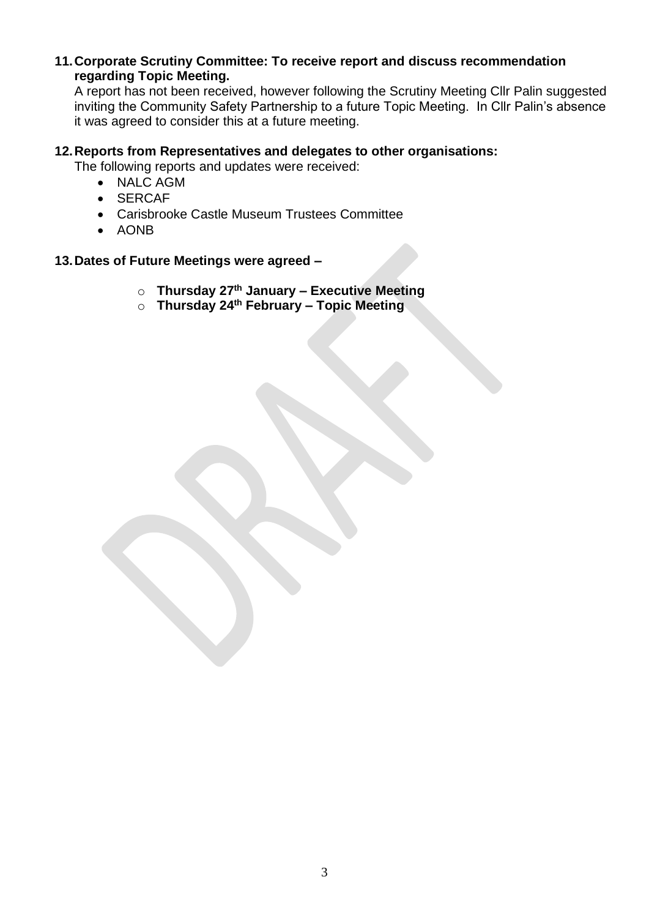**11. Corporate Scrutiny Committee: To receive report and discuss recommendation regarding Topic Meeting.**

A report has not been received, however following the Scrutiny Meeting Cllr Palin suggested inviting the Community Safety Partnership to a future Topic Meeting. In Cllr Palin's absence it was agreed to consider this at a future meeting.

**12. Reports from Representatives and delegates to other organisations:**

The following reports and updates were received:

- NALC AGM
- SERCAF
- Carisbrooke Castle Museum Trustees Committee
- AONB

**13. Dates of Future Meetings were agreed –**

- **Thursday 27th January – Executive Meeting**
- **Thursday 24th February – Topic Meeting**